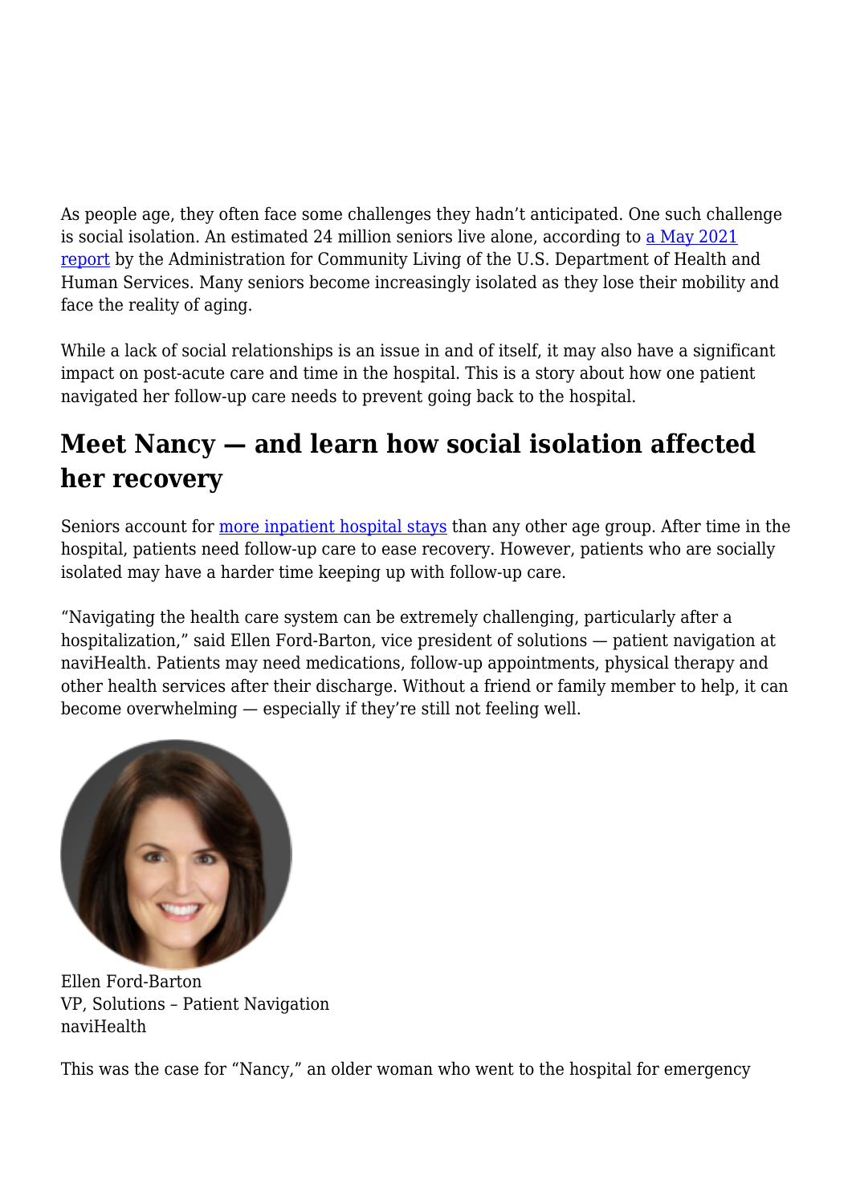As people age, they often face some challenges they hadn't anticipated. One such challenge is social isolation. An estimated 24 million seniors live alone, according to [a May 2021 report] by the Administration for Community Living of the U.S. Department of Health and Human Services. Many seniors become increasingly isolated as they lose their mobility and face the reality of aging.

While a lack of social relationships is an issue in and of itself, it may also have a significant impact on post-acute care and time in the hospital. This is a story about how one patient navigated her follow-up care needs to prevent going back to the hospital.

## Meet Nancy — and learn how social isolation affected her recovery

Seniors account for [more inpatient hospital stays] than any other age group. After time in the hospital, patients need follow-up care to ease recovery. However, patients who are socially isolated may have a harder time keeping up with follow-up care.

"Navigating the health care system can be extremely challenging, particularly after a hospitalization," said Ellen Ford-Barton, vice president of solutions — patient navigation at naviHealth. Patients may need medications, follow-up appointments, physical therapy and other health services after their discharge. Without a friend or family member to help, it can become overwhelming — especially if they're still not feeling well.

Ellen Ford-Barton
VP, Solutions – Patient Navigation
naviHealth

This was the case for "Nancy," an older woman who went to the hospital for emergency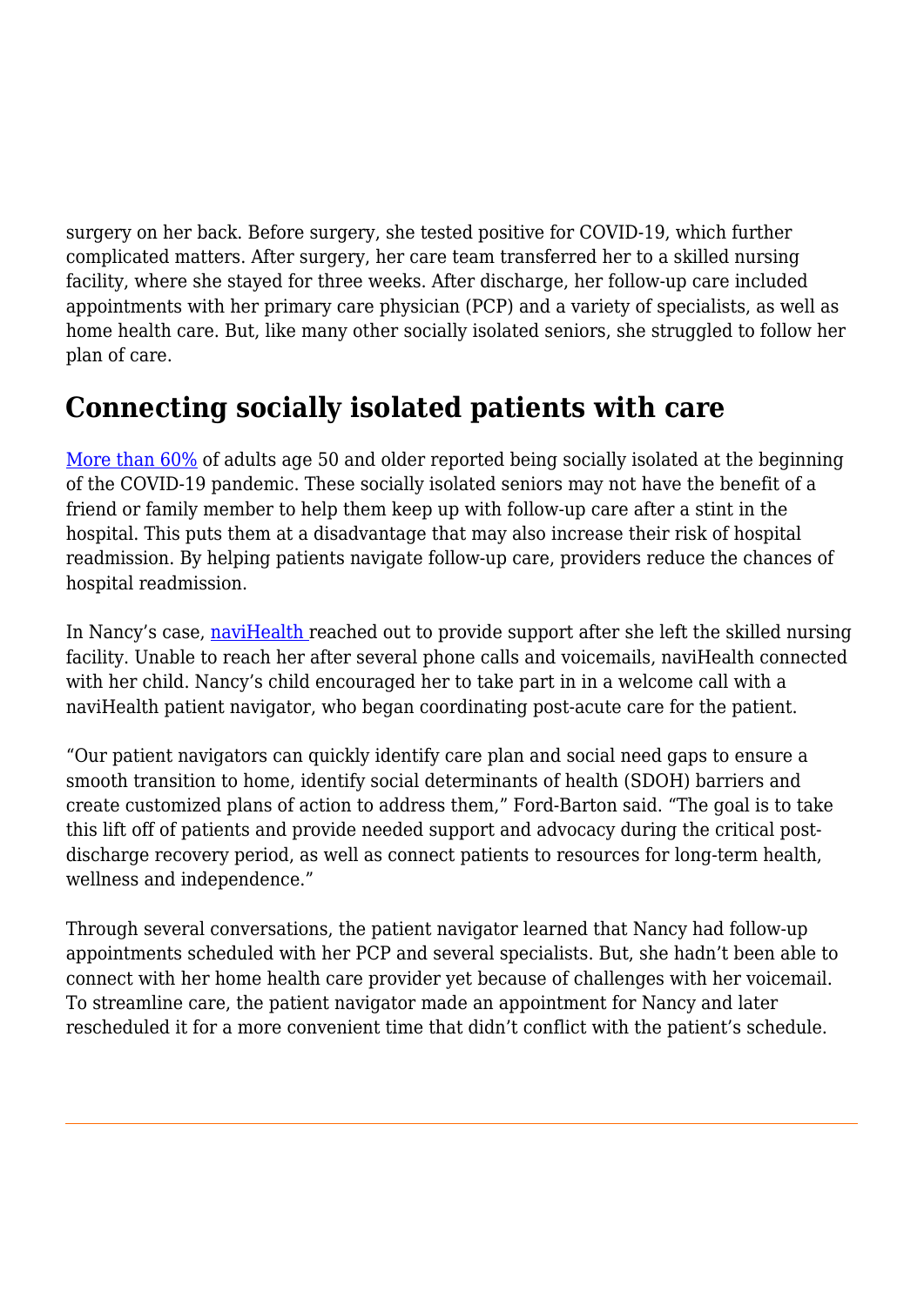surgery on her back. Before surgery, she tested positive for COVID-19, which further complicated matters. After surgery, her care team transferred her to a skilled nursing facility, where she stayed for three weeks. After discharge, her follow-up care included appointments with her primary care physician (PCP) and a variety of specialists, as well as home health care. But, like many other socially isolated seniors, she struggled to follow her plan of care.

## Connecting socially isolated patients with care

More than 60% of adults age 50 and older reported being socially isolated at the beginning of the COVID-19 pandemic. These socially isolated seniors may not have the benefit of a friend or family member to help them keep up with follow-up care after a stint in the hospital. This puts them at a disadvantage that may also increase their risk of hospital readmission. By helping patients navigate follow-up care, providers reduce the chances of hospital readmission.

In Nancy's case, naviHealth reached out to provide support after she left the skilled nursing facility. Unable to reach her after several phone calls and voicemails, naviHealth connected with her child. Nancy's child encouraged her to take part in in a welcome call with a naviHealth patient navigator, who began coordinating post-acute care for the patient.

"Our patient navigators can quickly identify care plan and social need gaps to ensure a smooth transition to home, identify social determinants of health (SDOH) barriers and create customized plans of action to address them," Ford-Barton said. "The goal is to take this lift off of patients and provide needed support and advocacy during the critical post-discharge recovery period, as well as connect patients to resources for long-term health, wellness and independence."

Through several conversations, the patient navigator learned that Nancy had follow-up appointments scheduled with her PCP and several specialists. But, she hadn't been able to connect with her home health care provider yet because of challenges with her voicemail. To streamline care, the patient navigator made an appointment for Nancy and later rescheduled it for a more convenient time that didn't conflict with the patient's schedule.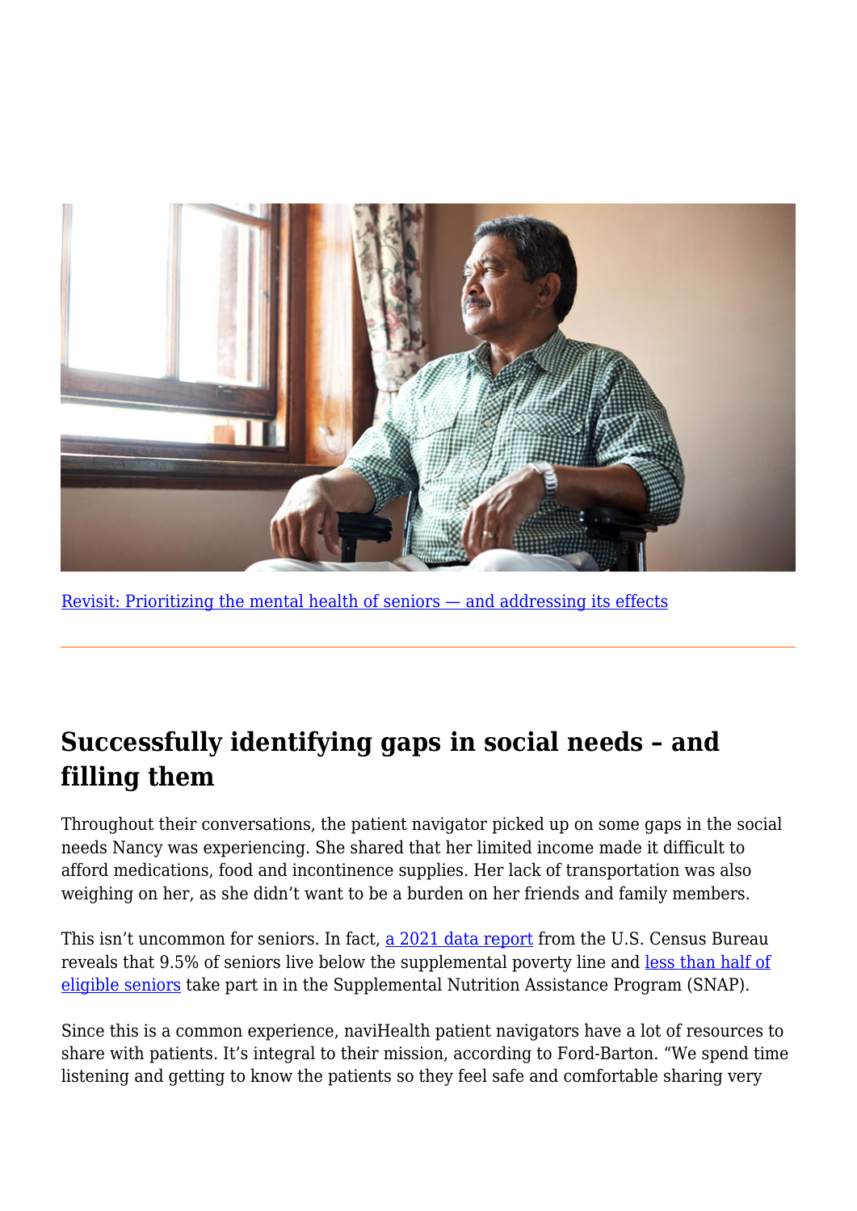[Revisit: Prioritizing the mental health of seniors — and addressing its effects]

---

## Successfully identifying gaps in social needs – and filling them

Throughout their conversations, the patient navigator picked up on some gaps in the social needs Nancy was experiencing. She shared that her limited income made it difficult to afford medications, food and incontinence supplies. Her lack of transportation was also weighing on her, as she didn't want to be a burden on her friends and family members.

This isn't uncommon for seniors. In fact, [a 2021 data report] from the U.S. Census Bureau reveals that 9.5% of seniors live below the supplemental poverty line and [less than half of eligible seniors] take part in in the Supplemental Nutrition Assistance Program (SNAP).

Since this is a common experience, naviHealth patient navigators have a lot of resources to share with patients. It's integral to their mission, according to Ford-Barton. "We spend time listening and getting to know the patients so they feel safe and comfortable sharing very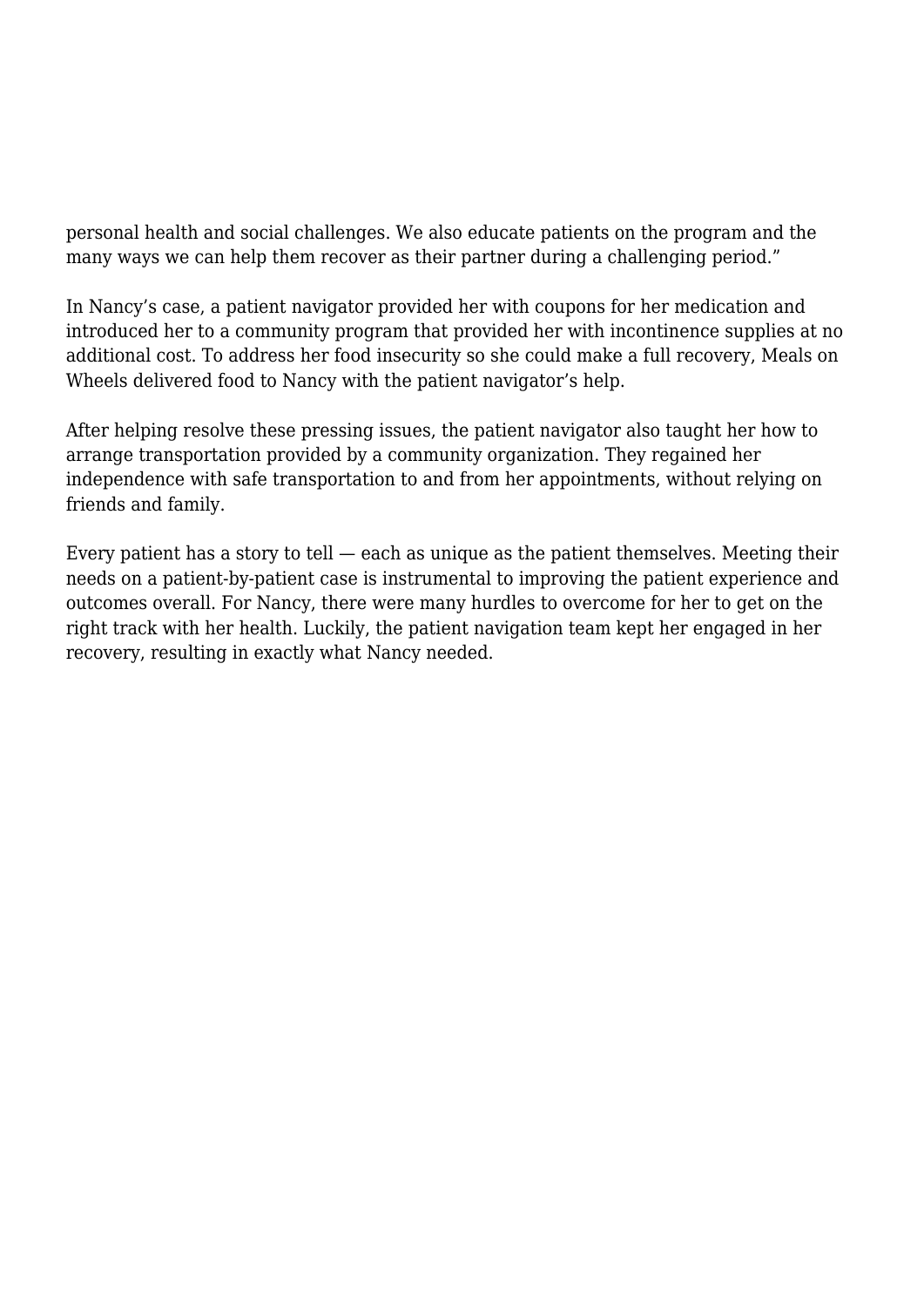personal health and social challenges. We also educate patients on the program and the many ways we can help them recover as their partner during a challenging period."

In Nancy's case, a patient navigator provided her with coupons for her medication and introduced her to a community program that provided her with incontinence supplies at no additional cost. To address her food insecurity so she could make a full recovery, Meals on Wheels delivered food to Nancy with the patient navigator's help.

After helping resolve these pressing issues, the patient navigator also taught her how to arrange transportation provided by a community organization. They regained her independence with safe transportation to and from her appointments, without relying on friends and family.

Every patient has a story to tell — each as unique as the patient themselves. Meeting their needs on a patient-by-patient case is instrumental to improving the patient experience and outcomes overall. For Nancy, there were many hurdles to overcome for her to get on the right track with her health. Luckily, the patient navigation team kept her engaged in her recovery, resulting in exactly what Nancy needed.